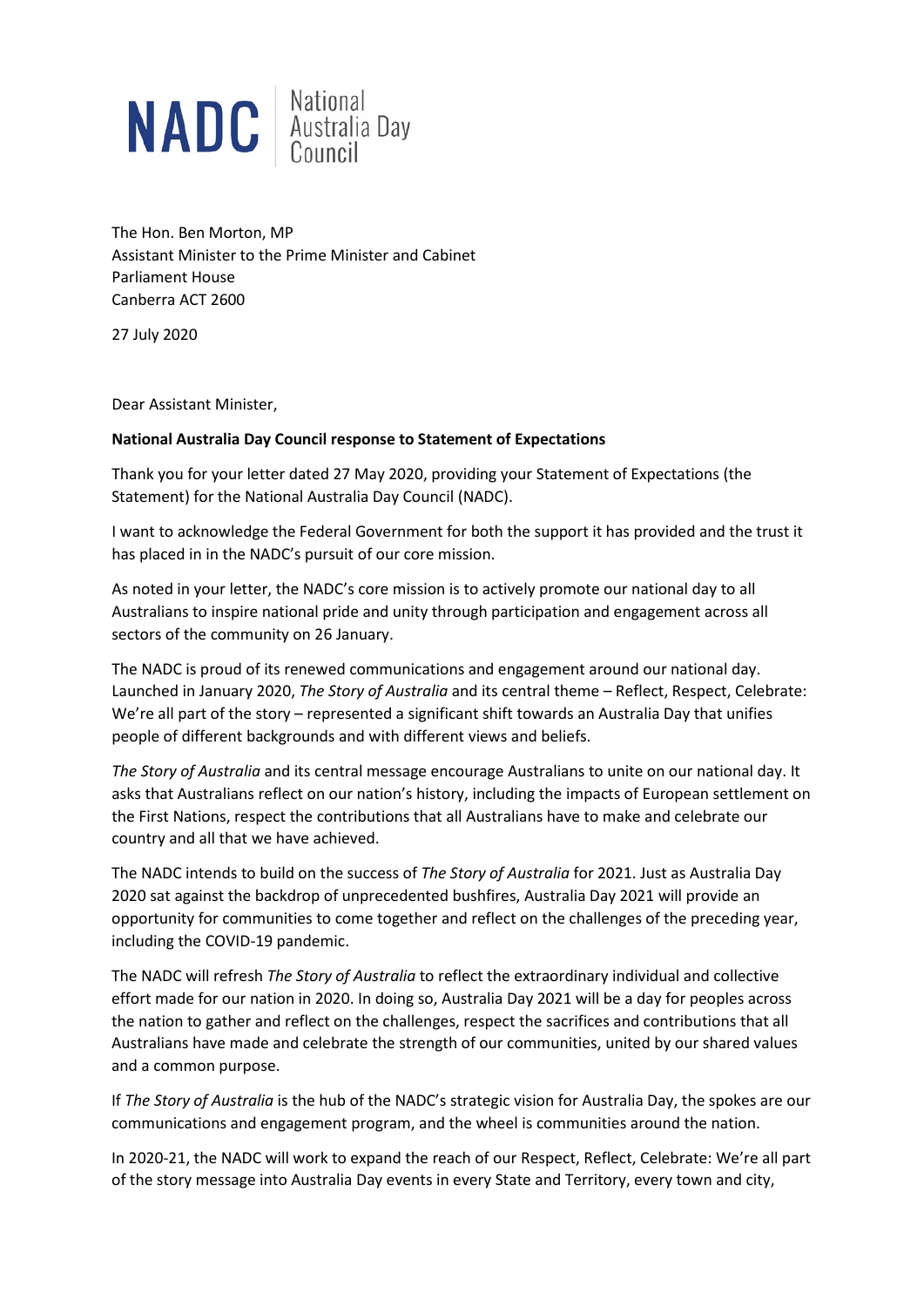NADC | National Australia Day Council

The Hon. Ben Morton, MP
Assistant Minister to the Prime Minister and Cabinet
Parliament House
Canberra ACT 2600

27 July 2020

Dear Assistant Minister,

**National Australia Day Council response to Statement of Expectations**

Thank you for your letter dated 27 May 2020, providing your Statement of Expectations (the Statement) for the National Australia Day Council (NADC).

I want to acknowledge the Federal Government for both the support it has provided and the trust it has placed in in the NADC's pursuit of our core mission.

As noted in your letter, the NADC's core mission is to actively promote our national day to all Australians to inspire national pride and unity through participation and engagement across all sectors of the community on 26 January.

The NADC is proud of its renewed communications and engagement around our national day. Launched in January 2020, *The Story of Australia* and its central theme – Reflect, Respect, Celebrate: We're all part of the story – represented a significant shift towards an Australia Day that unifies people of different backgrounds and with different views and beliefs.

*The Story of Australia* and its central message encourage Australians to unite on our national day. It asks that Australians reflect on our nation's history, including the impacts of European settlement on the First Nations, respect the contributions that all Australians have to make and celebrate our country and all that we have achieved.

The NADC intends to build on the success of *The Story of Australia* for 2021. Just as Australia Day 2020 sat against the backdrop of unprecedented bushfires, Australia Day 2021 will provide an opportunity for communities to come together and reflect on the challenges of the preceding year, including the COVID-19 pandemic.

The NADC will refresh *The Story of Australia* to reflect the extraordinary individual and collective effort made for our nation in 2020. In doing so, Australia Day 2021 will be a day for peoples across the nation to gather and reflect on the challenges, respect the sacrifices and contributions that all Australians have made and celebrate the strength of our communities, united by our shared values and a common purpose.

If *The Story of Australia* is the hub of the NADC's strategic vision for Australia Day, the spokes are our communications and engagement program, and the wheel is communities around the nation.

In 2020-21, the NADC will work to expand the reach of our Respect, Reflect, Celebrate: We're all part of the story message into Australia Day events in every State and Territory, every town and city,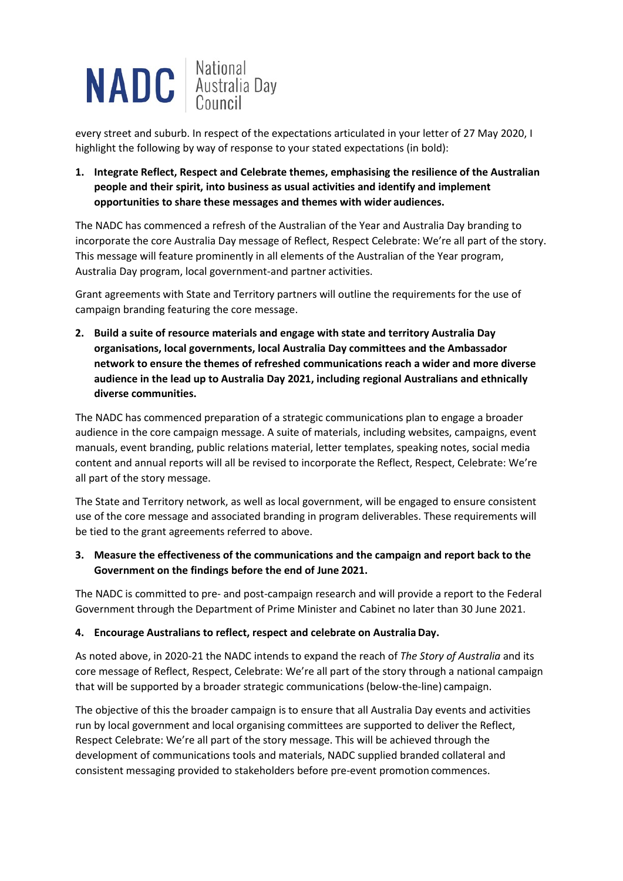every street and suburb. In respect of the expectations articulated in your letter of 27 May 2020, I highlight the following by way of response to your stated expectations (in bold):

1. **Integrate Reflect, Respect and Celebrate themes, emphasising the resilience of the Australian people and their spirit, into business as usual activities and identify and implement opportunities to share these messages and themes with wider audiences.**

The NADC has commenced a refresh of the Australian of the Year and Australia Day branding to incorporate the core Australia Day message of Reflect, Respect Celebrate: We're all part of the story. This message will feature prominently in all elements of the Australian of the Year program, Australia Day program, local government-and partner activities.

Grant agreements with State and Territory partners will outline the requirements for the use of campaign branding featuring the core message.

2. **Build a suite of resource materials and engage with state and territory Australia Day organisations, local governments, local Australia Day committees and the Ambassador network to ensure the themes of refreshed communications reach a wider and more diverse audience in the lead up to Australia Day 2021, including regional Australians and ethnically diverse communities.**

The NADC has commenced preparation of a strategic communications plan to engage a broader audience in the core campaign message. A suite of materials, including websites, campaigns, event manuals, event branding, public relations material, letter templates, speaking notes, social media content and annual reports will all be revised to incorporate the Reflect, Respect, Celebrate: We're all part of the story message.

The State and Territory network, as well as local government, will be engaged to ensure consistent use of the core message and associated branding in program deliverables. These requirements will be tied to the grant agreements referred to above.

3. **Measure the effectiveness of the communications and the campaign and report back to the Government on the findings before the end of June 2021.**

The NADC is committed to pre- and post-campaign research and will provide a report to the Federal Government through the Department of Prime Minister and Cabinet no later than 30 June 2021.

4. **Encourage Australians to reflect, respect and celebrate on Australia Day.**

As noted above, in 2020-21 the NADC intends to expand the reach of *The Story of Australia* and its core message of Reflect, Respect, Celebrate: We're all part of the story through a national campaign that will be supported by a broader strategic communications (below-the-line) campaign.

The objective of this the broader campaign is to ensure that all Australia Day events and activities run by local government and local organising committees are supported to deliver the Reflect, Respect Celebrate: We're all part of the story message. This will be achieved through the development of communications tools and materials, NADC supplied branded collateral and consistent messaging provided to stakeholders before pre-event promotion commences.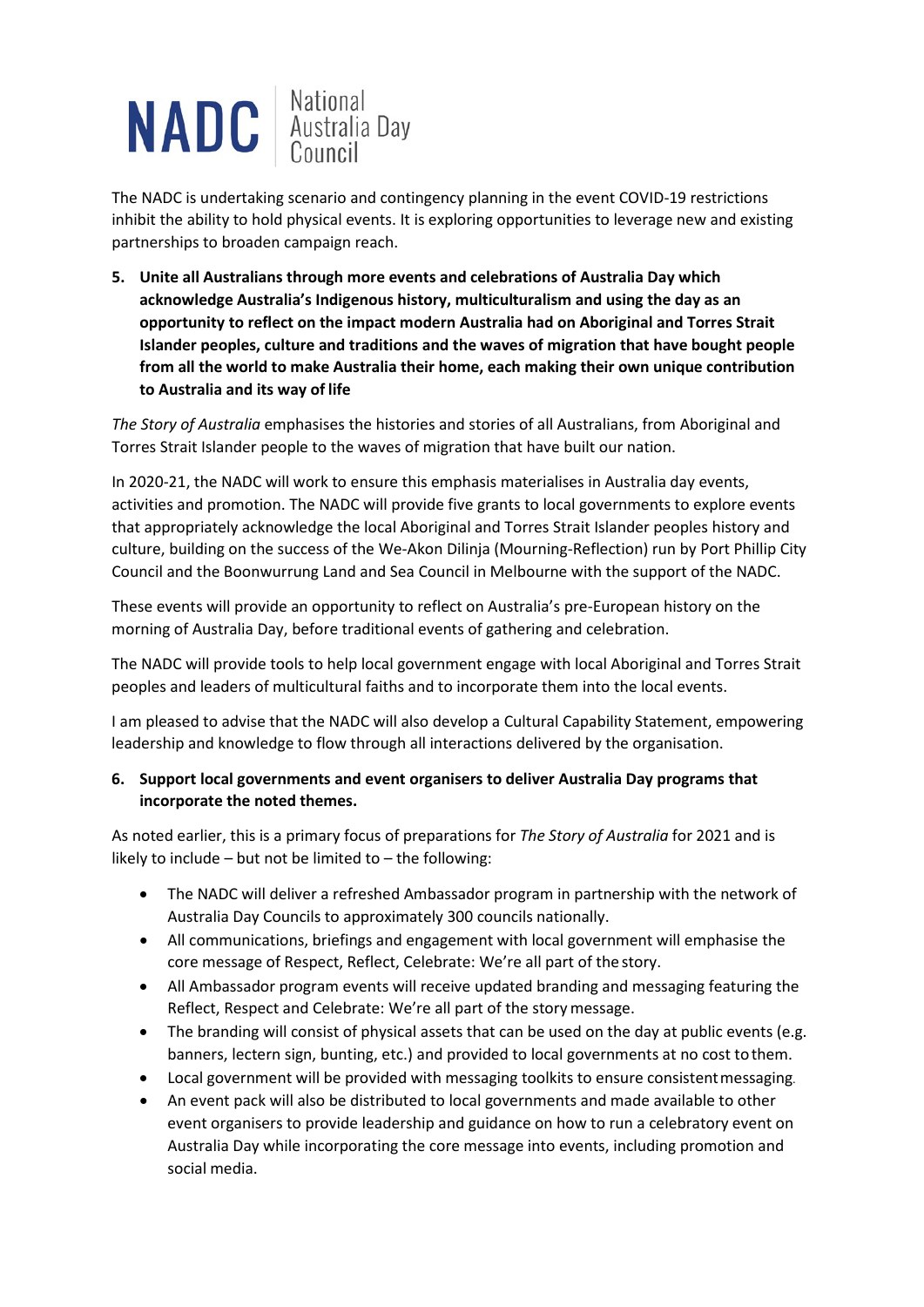NADC National Australia Day Council

The NADC is undertaking scenario and contingency planning in the event COVID-19 restrictions inhibit the ability to hold physical events. It is exploring opportunities to leverage new and existing partnerships to broaden campaign reach.

5. **Unite all Australians through more events and celebrations of Australia Day which acknowledge Australia's Indigenous history, multiculturalism and using the day as an opportunity to reflect on the impact modern Australia had on Aboriginal and Torres Strait Islander peoples, culture and traditions and the waves of migration that have bought people from all the world to make Australia their home, each making their own unique contribution to Australia and its way of life**

*The Story of Australia* emphasises the histories and stories of all Australians, from Aboriginal and Torres Strait Islander people to the waves of migration that have built our nation.

In 2020-21, the NADC will work to ensure this emphasis materialises in Australia day events, activities and promotion. The NADC will provide five grants to local governments to explore events that appropriately acknowledge the local Aboriginal and Torres Strait Islander peoples history and culture, building on the success of the We-Akon Dilinja (Mourning-Reflection) run by Port Phillip City Council and the Boonwurrung Land and Sea Council in Melbourne with the support of the NADC.

These events will provide an opportunity to reflect on Australia's pre-European history on the morning of Australia Day, before traditional events of gathering and celebration.

The NADC will provide tools to help local government engage with local Aboriginal and Torres Strait peoples and leaders of multicultural faiths and to incorporate them into the local events.

I am pleased to advise that the NADC will also develop a Cultural Capability Statement, empowering leadership and knowledge to flow through all interactions delivered by the organisation.

6. **Support local governments and event organisers to deliver Australia Day programs that incorporate the noted themes.**

As noted earlier, this is a primary focus of preparations for *The Story of Australia* for 2021 and is likely to include – but not be limited to – the following:

- The NADC will deliver a refreshed Ambassador program in partnership with the network of Australia Day Councils to approximately 300 councils nationally.
- All communications, briefings and engagement with local government will emphasise the core message of Respect, Reflect, Celebrate: We're all part of the story.
- All Ambassador program events will receive updated branding and messaging featuring the Reflect, Respect and Celebrate: We're all part of the story message.
- The branding will consist of physical assets that can be used on the day at public events (e.g. banners, lectern sign, bunting, etc.) and provided to local governments at no cost to them.
- Local government will be provided with messaging toolkits to ensure consistent messaging.
- An event pack will also be distributed to local governments and made available to other event organisers to provide leadership and guidance on how to run a celebratory event on Australia Day while incorporating the core message into events, including promotion and social media.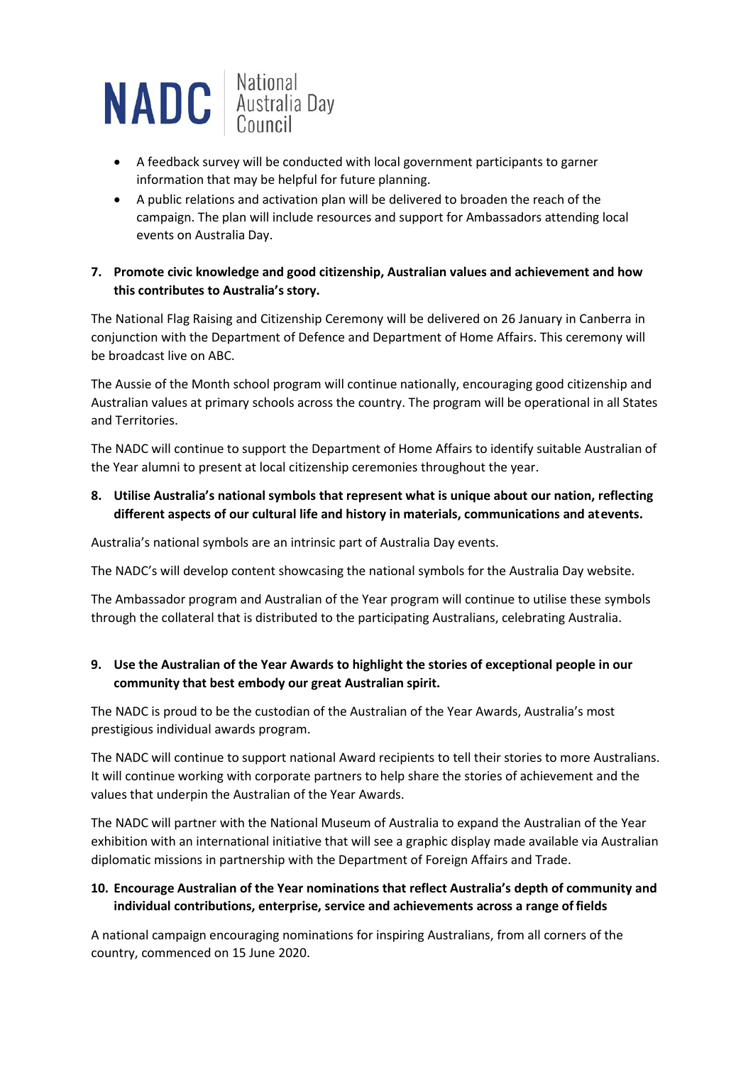- A feedback survey will be conducted with local government participants to garner information that may be helpful for future planning.
- A public relations and activation plan will be delivered to broaden the reach of the campaign. The plan will include resources and support for Ambassadors attending local events on Australia Day.

**7. Promote civic knowledge and good citizenship, Australian values and achievement and how this contributes to Australia's story.**

The National Flag Raising and Citizenship Ceremony will be delivered on 26 January in Canberra in conjunction with the Department of Defence and Department of Home Affairs. This ceremony will be broadcast live on ABC.

The Aussie of the Month school program will continue nationally, encouraging good citizenship and Australian values at primary schools across the country. The program will be operational in all States and Territories.

The NADC will continue to support the Department of Home Affairs to identify suitable Australian of the Year alumni to present at local citizenship ceremonies throughout the year.

**8. Utilise Australia's national symbols that represent what is unique about our nation, reflecting different aspects of our cultural life and history in materials, communications and at events.**

Australia's national symbols are an intrinsic part of Australia Day events.

The NADC's will develop content showcasing the national symbols for the Australia Day website.

The Ambassador program and Australian of the Year program will continue to utilise these symbols through the collateral that is distributed to the participating Australians, celebrating Australia.

**9. Use the Australian of the Year Awards to highlight the stories of exceptional people in our community that best embody our great Australian spirit.**

The NADC is proud to be the custodian of the Australian of the Year Awards, Australia's most prestigious individual awards program.

The NADC will continue to support national Award recipients to tell their stories to more Australians. It will continue working with corporate partners to help share the stories of achievement and the values that underpin the Australian of the Year Awards.

The NADC will partner with the National Museum of Australia to expand the Australian of the Year exhibition with an international initiative that will see a graphic display made available via Australian diplomatic missions in partnership with the Department of Foreign Affairs and Trade.

**10. Encourage Australian of the Year nominations that reflect Australia's depth of community and individual contributions, enterprise, service and achievements across a range of fields**

A national campaign encouraging nominations for inspiring Australians, from all corners of the country, commenced on 15 June 2020.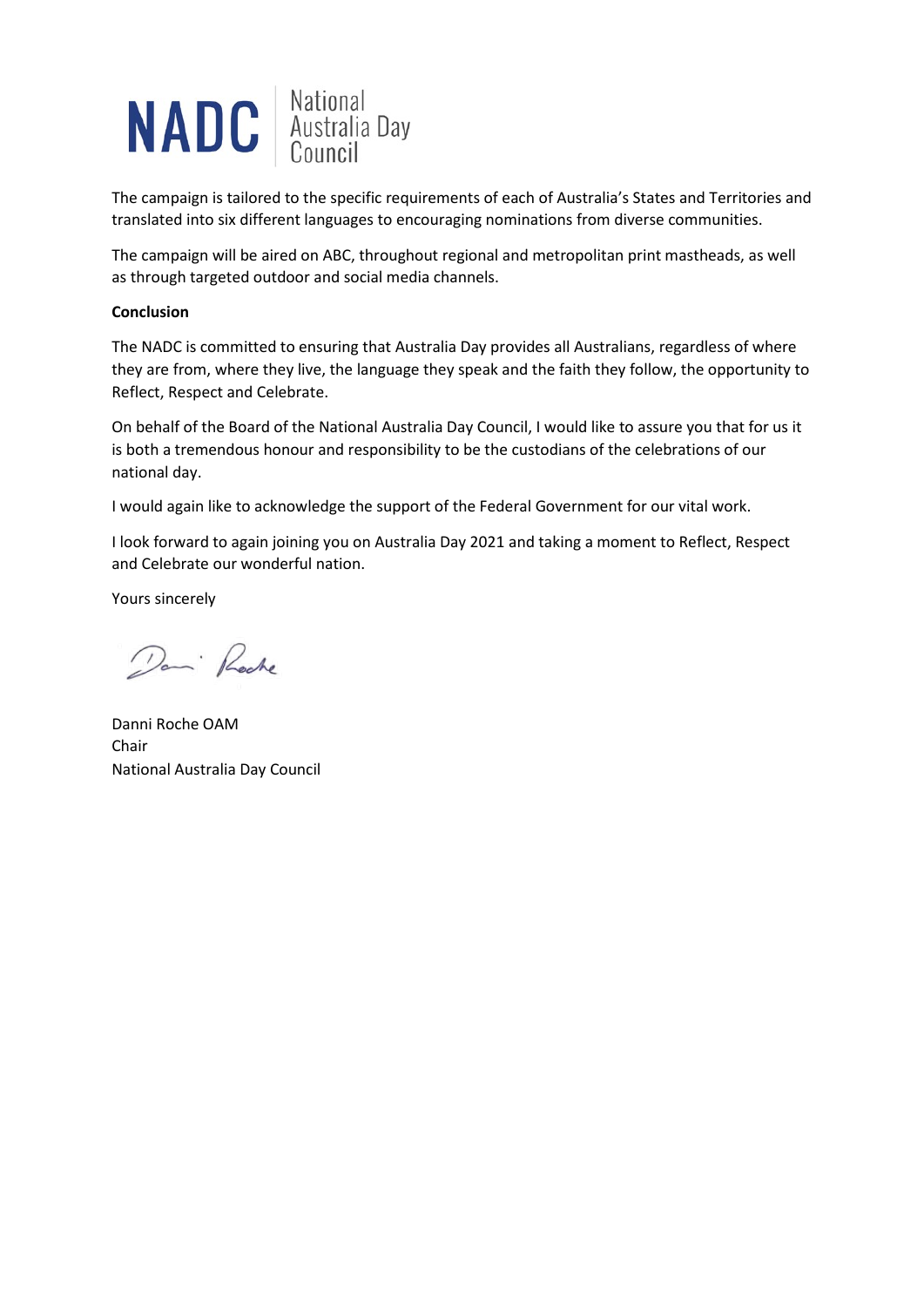The campaign is tailored to the specific requirements of each of Australia's States and Territories and translated into six different languages to encouraging nominations from diverse communities.

The campaign will be aired on ABC, throughout regional and metropolitan print mastheads, as well as through targeted outdoor and social media channels.

**Conclusion**

The NADC is committed to ensuring that Australia Day provides all Australians, regardless of where they are from, where they live, the language they speak and the faith they follow, the opportunity to Reflect, Respect and Celebrate.

On behalf of the Board of the National Australia Day Council, I would like to assure you that for us it is both a tremendous honour and responsibility to be the custodians of the celebrations of our national day.

I would again like to acknowledge the support of the Federal Government for our vital work.

I look forward to again joining you on Australia Day 2021 and taking a moment to Reflect, Respect and Celebrate our wonderful nation.

Yours sincerely

Danni Roche OAM
Chair
National Australia Day Council